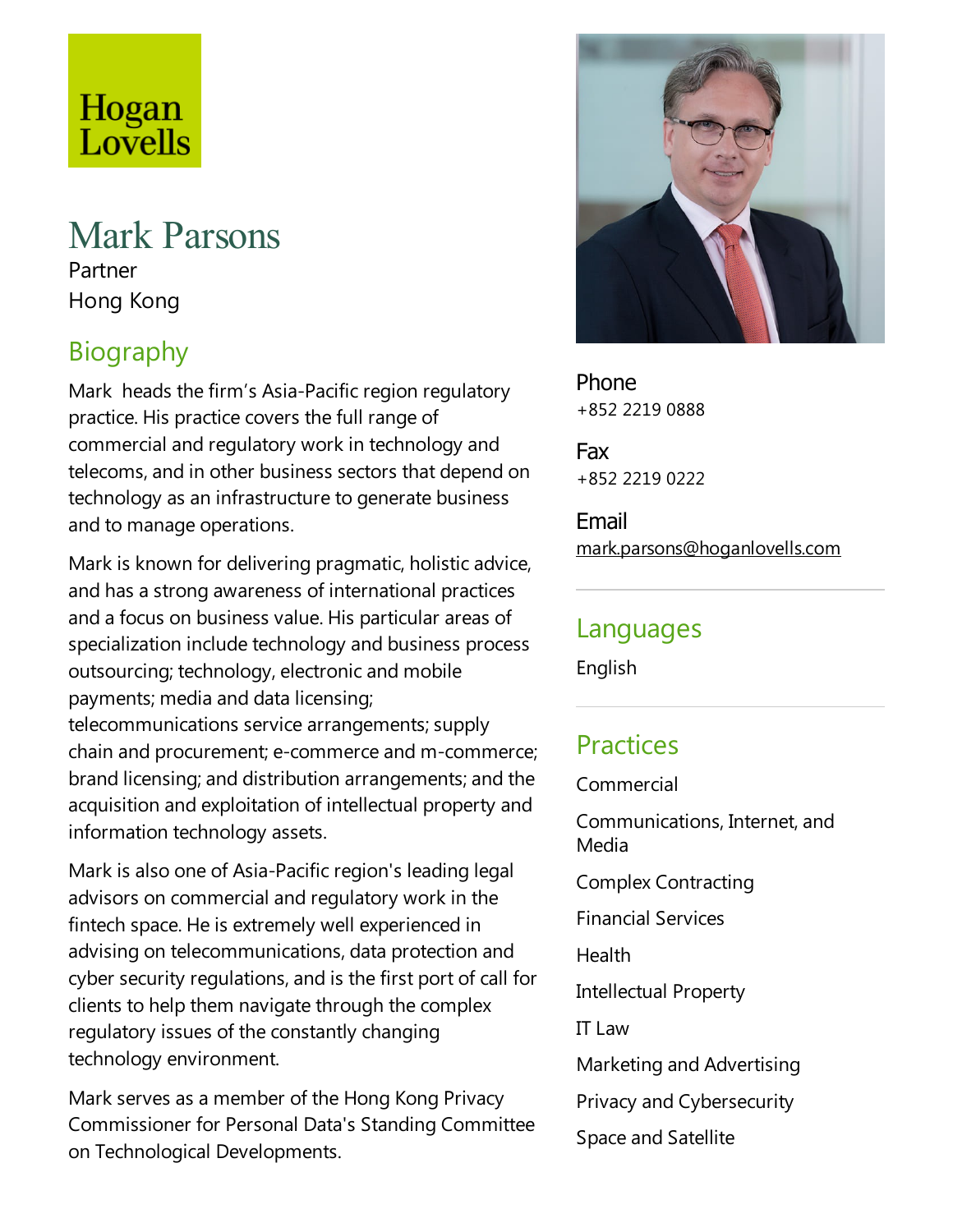Hogan Lovells

# Mark Parsons

Partner

Hong Kong

## Biography

Mark heads the firm's Asia-Pacific region regulatory practice. His practice covers the full range of commercial and regulatory work in technology and telecoms, and in other business sectors that depend on technology as an infrastructure to generate business and to manage operations.

Mark is known for delivering pragmatic, holistic advice, and has a strong awareness of international practices and a focus on business value. His particular areas of specialization include technology and business process outsourcing; technology, electronic and mobile payments; media and data licensing; telecommunications service arrangements; supply chain and procurement; e-commerce and m-commerce; brand licensing; and distribution arrangements; and the acquisition and exploitation of intellectual property and information technology assets.

Mark is also one of Asia-Pacific region's leading legal advisors on commercial and regulatory work in the fintech space. He is extremely well experienced in advising on telecommunications, data protection and cyber security regulations, and is the first port of call for clients to help them navigate through the complex regulatory issues of the constantly changing technology environment.

Mark serves as a member of the Hong Kong Privacy Commissioner for Personal Data's Standing Committee on Technological Developments.

**Phone**
+852 2219 0888

**Fax**
+852 2219 0222

**Email**
mark.parsons@hoganlovells.com

## Languages

English

## Practices

Commercial

Communications, Internet, and Media

Complex Contracting

Financial Services

Health

Intellectual Property

IT Law

Marketing and Advertising

Privacy and Cybersecurity

Space and Satellite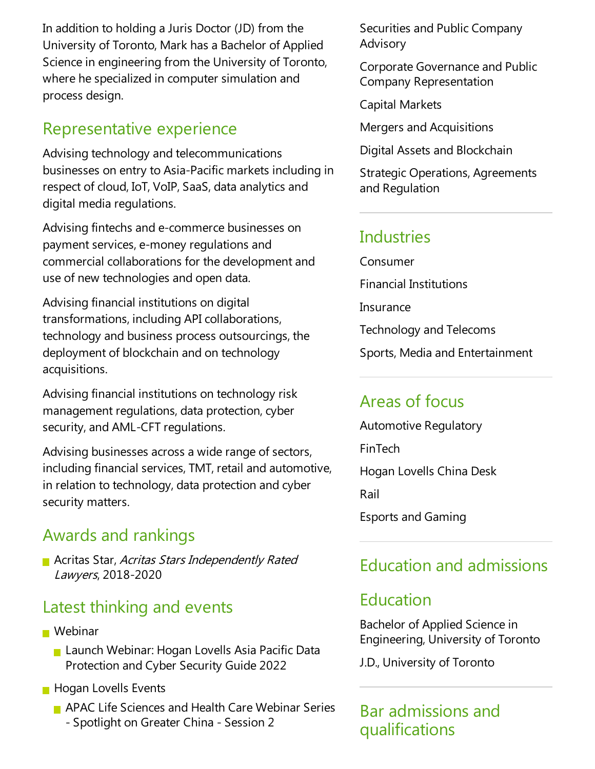In addition to holding a Juris Doctor (JD) from the University of Toronto, Mark has a Bachelor of Applied Science in engineering from the University of Toronto, where he specialized in computer simulation and process design.

## Representative experience

Advising technology and telecommunications businesses on entry to Asia-Pacific markets including in respect of cloud, IoT, VoIP, SaaS, data analytics and digital media regulations.

Advising fintechs and e-commerce businesses on payment services, e-money regulations and commercial collaborations for the development and use of new technologies and open data.

Advising financial institutions on digital transformations, including API collaborations, technology and business process outsourcings, the deployment of blockchain and on technology acquisitions.

Advising financial institutions on technology risk management regulations, data protection, cyber security, and AML-CFT regulations.

Advising businesses across a wide range of sectors, including financial services, TMT, retail and automotive, in relation to technology, data protection and cyber security matters.

## Awards and rankings

- Acritas Star, *Acritas Stars Independently Rated Lawyers*, 2018-2020

## Latest thinking and events

- Webinar
  - Launch Webinar: Hogan Lovells Asia Pacific Data Protection and Cyber Security Guide 2022
- Hogan Lovells Events
  - APAC Life Sciences and Health Care Webinar Series - Spotlight on Greater China - Session 2

Securities and Public Company Advisory

Corporate Governance and Public Company Representation

Capital Markets

Mergers and Acquisitions

Digital Assets and Blockchain

Strategic Operations, Agreements and Regulation

## Industries

Consumer

Financial Institutions

Insurance

Technology and Telecoms

Sports, Media and Entertainment

## Areas of focus

Automotive Regulatory

FinTech

Hogan Lovells China Desk

Rail

Esports and Gaming

## Education and admissions

## Education

Bachelor of Applied Science in Engineering, University of Toronto

J.D., University of Toronto

## Bar admissions and qualifications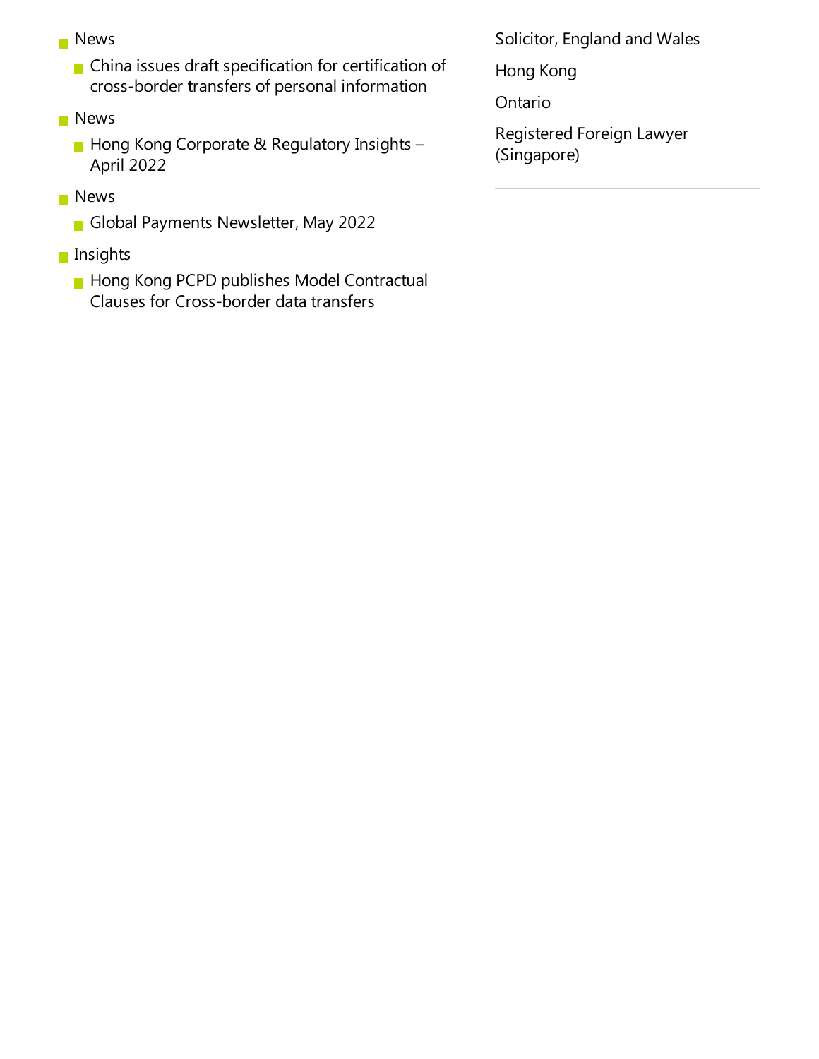- News
  - China issues draft specification for certification of cross-border transfers of personal information
- News
  - Hong Kong Corporate & Regulatory Insights – April 2022
- News
  - Global Payments Newsletter, May 2022
- Insights
  - Hong Kong PCPD publishes Model Contractual Clauses for Cross-border data transfers

Solicitor, England and Wales

Hong Kong

Ontario

Registered Foreign Lawyer (Singapore)

---